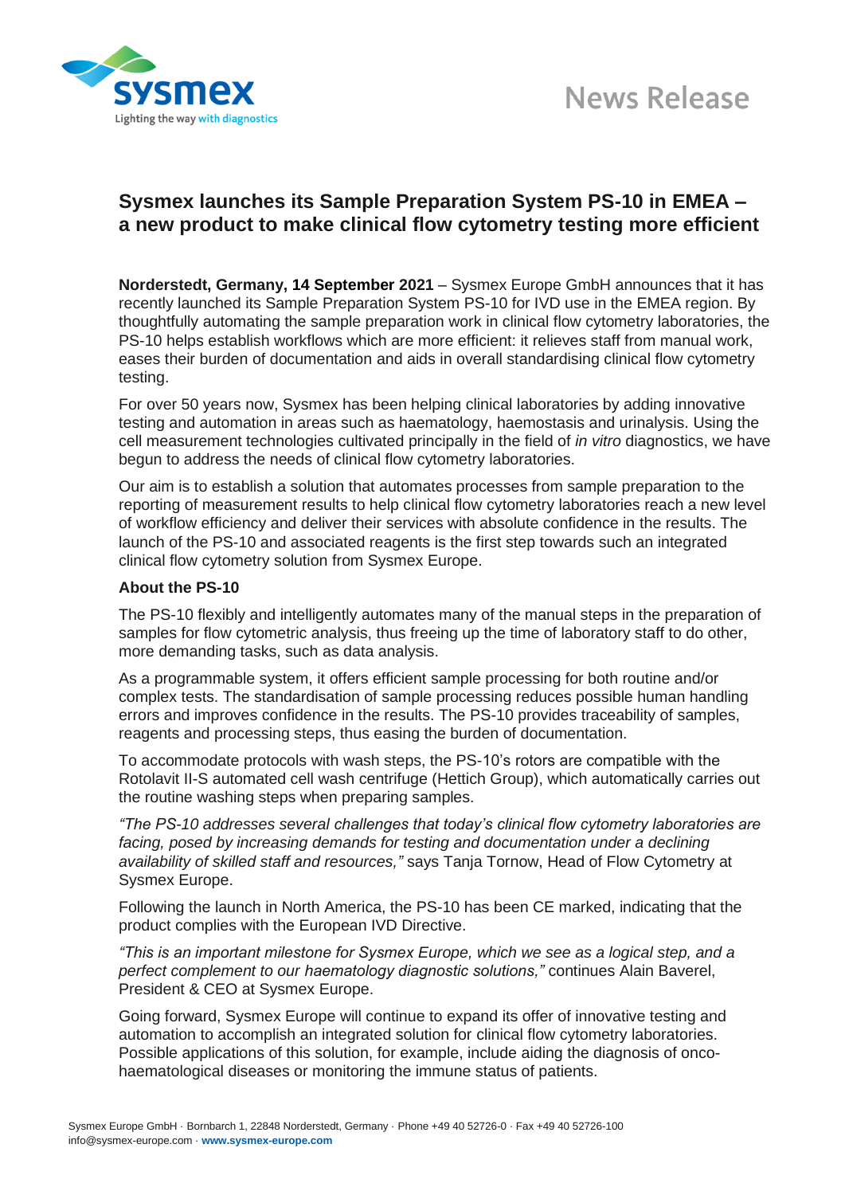News Release

# Sysmex launches its Sample Preparation System PS-10 in EMEA – a new product to make clinical flow cytometry testing more efficient

**Norderstedt, Germany, 14 September 2021** – Sysmex Europe GmbH announces that it has recently launched its Sample Preparation System PS-10 for IVD use in the EMEA region. By thoughtfully automating the sample preparation work in clinical flow cytometry laboratories, the PS-10 helps establish workflows which are more efficient: it relieves staff from manual work, eases their burden of documentation and aids in overall standardising clinical flow cytometry testing.

For over 50 years now, Sysmex has been helping clinical laboratories by adding innovative testing and automation in areas such as haematology, haemostasis and urinalysis. Using the cell measurement technologies cultivated principally in the field of *in vitro* diagnostics, we have begun to address the needs of clinical flow cytometry laboratories.

Our aim is to establish a solution that automates processes from sample preparation to the reporting of measurement results to help clinical flow cytometry laboratories reach a new level of workflow efficiency and deliver their services with absolute confidence in the results. The launch of the PS-10 and associated reagents is the first step towards such an integrated clinical flow cytometry solution from Sysmex Europe.

**About the PS-10**

The PS-10 flexibly and intelligently automates many of the manual steps in the preparation of samples for flow cytometric analysis, thus freeing up the time of laboratory staff to do other, more demanding tasks, such as data analysis.

As a programmable system, it offers efficient sample processing for both routine and/or complex tests. The standardisation of sample processing reduces possible human handling errors and improves confidence in the results. The PS-10 provides traceability of samples, reagents and processing steps, thus easing the burden of documentation.

To accommodate protocols with wash steps, the PS-10's rotors are compatible with the Rotolavit II-S automated cell wash centrifuge (Hettich Group), which automatically carries out the routine washing steps when preparing samples.

*"The PS-10 addresses several challenges that today's clinical flow cytometry laboratories are facing, posed by increasing demands for testing and documentation under a declining availability of skilled staff and resources,"* says Tanja Tornow, Head of Flow Cytometry at Sysmex Europe.

Following the launch in North America, the PS-10 has been CE marked, indicating that the product complies with the European IVD Directive.

*"This is an important milestone for Sysmex Europe, which we see as a logical step, and a perfect complement to our haematology diagnostic solutions,"* continues Alain Baverel, President & CEO at Sysmex Europe.

Going forward, Sysmex Europe will continue to expand its offer of innovative testing and automation to accomplish an integrated solution for clinical flow cytometry laboratories. Possible applications of this solution, for example, include aiding the diagnosis of onco-haematological diseases or monitoring the immune status of patients.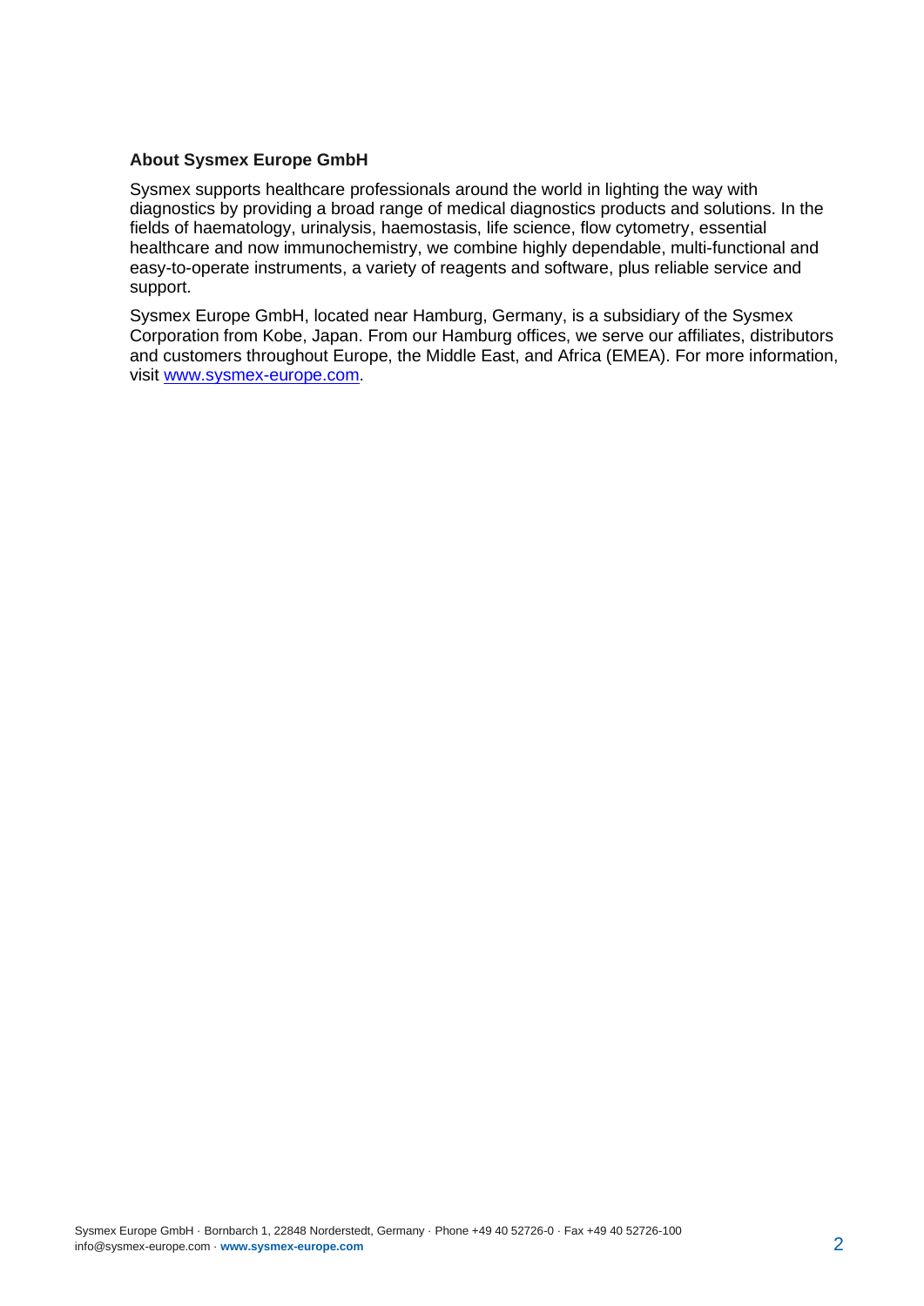**About Sysmex Europe GmbH**

Sysmex supports healthcare professionals around the world in lighting the way with diagnostics by providing a broad range of medical diagnostics products and solutions. In the fields of haematology, urinalysis, haemostasis, life science, flow cytometry, essential healthcare and now immunochemistry, we combine highly dependable, multi-functional and easy-to-operate instruments, a variety of reagents and software, plus reliable service and support.

Sysmex Europe GmbH, located near Hamburg, Germany, is a subsidiary of the Sysmex Corporation from Kobe, Japan. From our Hamburg offices, we serve our affiliates, distributors and customers throughout Europe, the Middle East, and Africa (EMEA). For more information, visit [www.sysmex-europe.com](http://www.sysmex-europe.com).